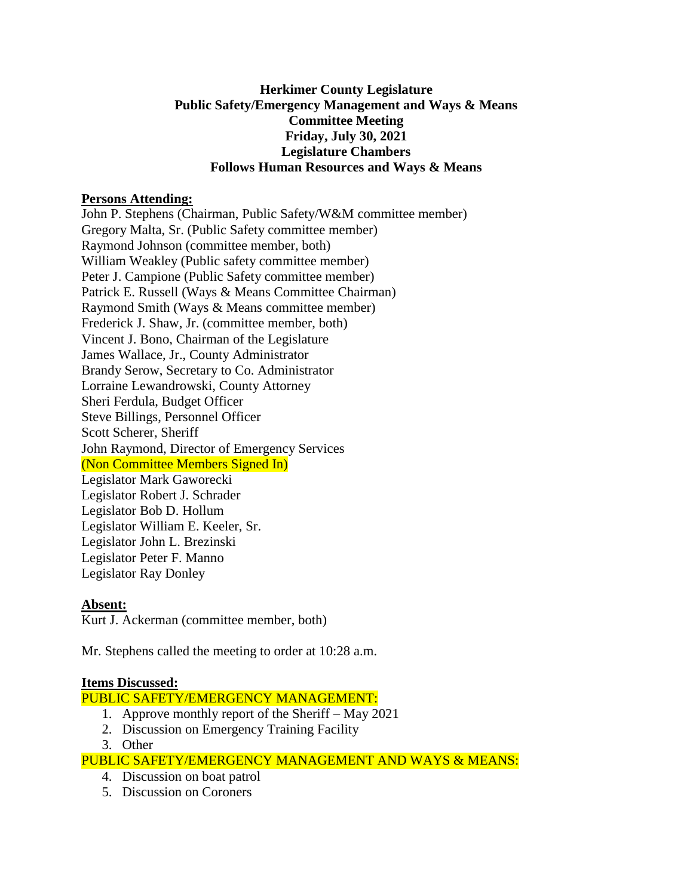**Herkimer County Legislature**
**Public Safety/Emergency Management and Ways & Means**
**Committee Meeting**
**Friday, July 30, 2021**
**Legislature Chambers**
**Follows Human Resources and Ways & Means**

**Persons Attending:**

John P. Stephens (Chairman, Public Safety/W&M committee member)
Gregory Malta, Sr. (Public Safety committee member)
Raymond Johnson (committee member, both)
William Weakley (Public safety committee member)
Peter J. Campione (Public Safety committee member)
Patrick E. Russell (Ways & Means Committee Chairman)
Raymond Smith (Ways & Means committee member)
Frederick J. Shaw, Jr. (committee member, both)
Vincent J. Bono, Chairman of the Legislature
James Wallace, Jr., County Administrator
Brandy Serow, Secretary to Co. Administrator
Lorraine Lewandrowski, County Attorney
Sheri Ferdula, Budget Officer
Steve Billings, Personnel Officer
Scott Scherer, Sheriff
John Raymond, Director of Emergency Services
(Non Committee Members Signed In)
Legislator Mark Gaworecki
Legislator Robert J. Schrader
Legislator Bob D. Hollum
Legislator William E. Keeler, Sr.
Legislator John L. Brezinski
Legislator Peter F. Manno
Legislator Ray Donley

**Absent:**

Kurt J. Ackerman (committee member, both)

Mr. Stephens called the meeting to order at 10:28 a.m.

**Items Discussed:**

PUBLIC SAFETY/EMERGENCY MANAGEMENT:

1. Approve monthly report of the Sheriff – May 2021
2. Discussion on Emergency Training Facility
3. Other

PUBLIC SAFETY/EMERGENCY MANAGEMENT AND WAYS & MEANS:

4. Discussion on boat patrol
5. Discussion on Coroners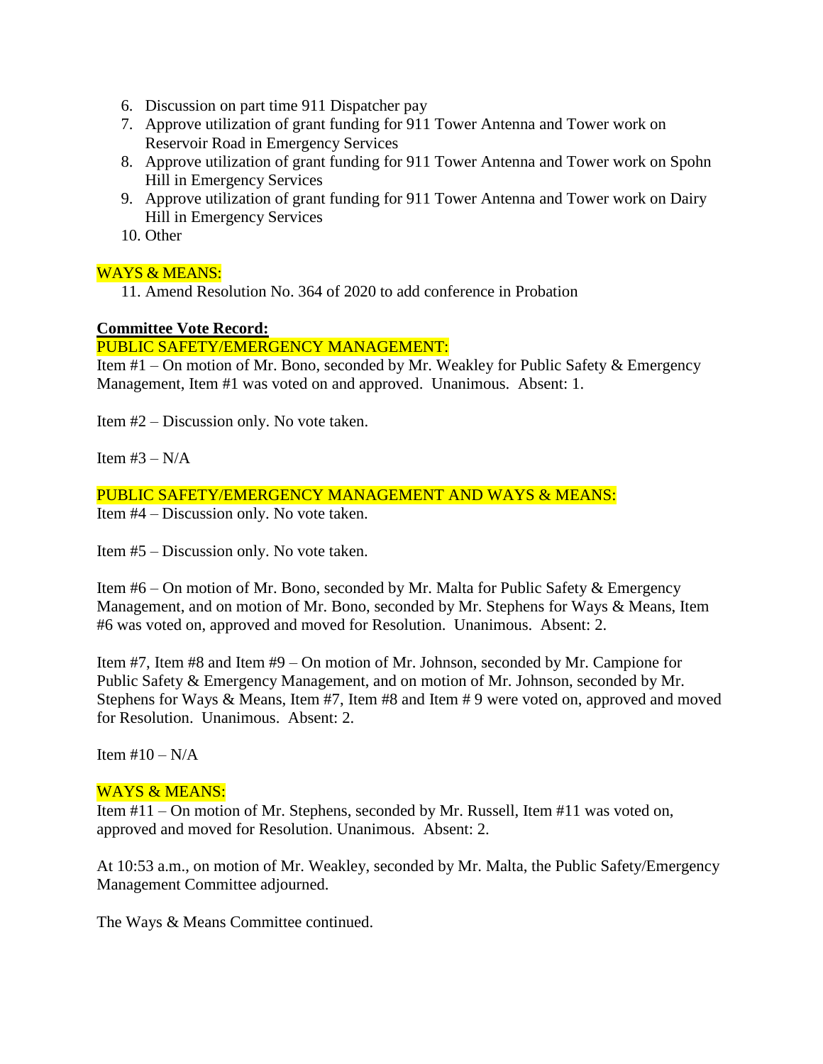6. Discussion on part time 911 Dispatcher pay
7. Approve utilization of grant funding for 911 Tower Antenna and Tower work on Reservoir Road in Emergency Services
8. Approve utilization of grant funding for 911 Tower Antenna and Tower work on Spohn Hill in Emergency Services
9. Approve utilization of grant funding for 911 Tower Antenna and Tower work on Dairy Hill in Emergency Services
10. Other

WAYS & MEANS:

11. Amend Resolution No. 364 of 2020 to add conference in Probation

**Committee Vote Record:**

PUBLIC SAFETY/EMERGENCY MANAGEMENT:

Item #1 – On motion of Mr. Bono, seconded by Mr. Weakley for Public Safety & Emergency Management, Item #1 was voted on and approved. Unanimous. Absent: 1.

Item #2 – Discussion only. No vote taken.

Item #3 – N/A

PUBLIC SAFETY/EMERGENCY MANAGEMENT AND WAYS & MEANS:

Item #4 – Discussion only. No vote taken.

Item #5 – Discussion only. No vote taken.

Item #6 – On motion of Mr. Bono, seconded by Mr. Malta for Public Safety & Emergency Management, and on motion of Mr. Bono, seconded by Mr. Stephens for Ways & Means, Item #6 was voted on, approved and moved for Resolution. Unanimous. Absent: 2.

Item #7, Item #8 and Item #9 – On motion of Mr. Johnson, seconded by Mr. Campione for Public Safety & Emergency Management, and on motion of Mr. Johnson, seconded by Mr. Stephens for Ways & Means, Item #7, Item #8 and Item # 9 were voted on, approved and moved for Resolution. Unanimous. Absent: 2.

Item #10 – N/A

WAYS & MEANS:

Item #11 – On motion of Mr. Stephens, seconded by Mr. Russell, Item #11 was voted on, approved and moved for Resolution. Unanimous. Absent: 2.

At 10:53 a.m., on motion of Mr. Weakley, seconded by Mr. Malta, the Public Safety/Emergency Management Committee adjourned.

The Ways & Means Committee continued.